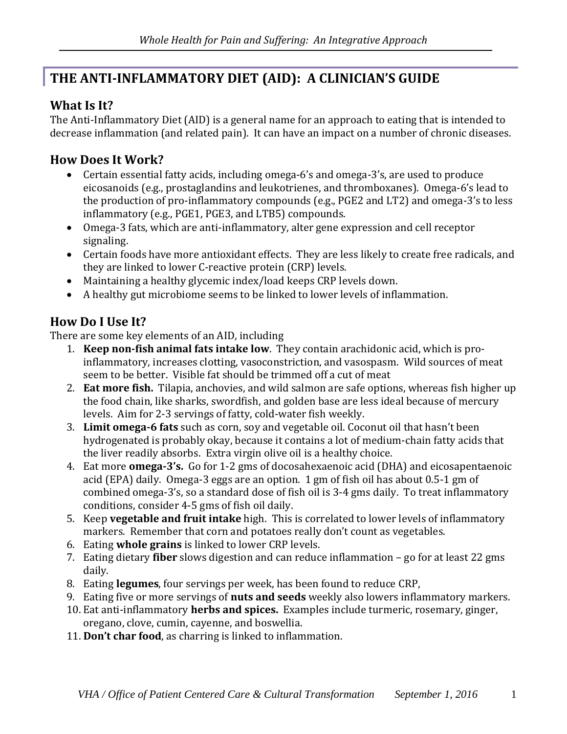# THE ANTI-INFLAMMATORY DIET (AID): A CLINICIAN'S GUIDE

## What Is It?

The Anti-Inflammatory Diet (AID) is a general name for an approach to eating that is intended to decrease inflammation (and related pain). It can have an impact on a number of chronic diseases.

## How Does It Work?

- Certain essential fatty acids, including omega-6's and omega-3's, are used to produce eicosanoids (e.g., prostaglandins and leukotrienes, and thromboxanes). Omega-6's lead to the production of pro-inflammatory compounds (e.g., PGE2 and LT2) and omega-3's to less inflammatory (e.g., PGE1, PGE3, and LTB5) compounds.
- Omega-3 fats, which are anti-inflammatory, alter gene expression and cell receptor signaling.
- Certain foods have more antioxidant effects. They are less likely to create free radicals, and they are linked to lower C-reactive protein (CRP) levels.
- Maintaining a healthy glycemic index/load keeps CRP levels down.
- A healthy gut microbiome seems to be linked to lower levels of inflammation.

## How Do I Use It?

There are some key elements of an AID, including

1. **Keep non-fish animal fats intake low**. They contain arachidonic acid, which is pro-inflammatory, increases clotting, vasoconstriction, and vasospasm. Wild sources of meat seem to be better. Visible fat should be trimmed off a cut of meat
2. **Eat more fish.** Tilapia, anchovies, and wild salmon are safe options, whereas fish higher up the food chain, like sharks, swordfish, and golden base are less ideal because of mercury levels. Aim for 2-3 servings of fatty, cold-water fish weekly.
3. **Limit omega-6 fats** such as corn, soy and vegetable oil. Coconut oil that hasn't been hydrogenated is probably okay, because it contains a lot of medium-chain fatty acids that the liver readily absorbs. Extra virgin olive oil is a healthy choice.
4. Eat more **omega-3's.** Go for 1-2 gms of docosahexaenoic acid (DHA) and eicosapentaenoic acid (EPA) daily. Omega-3 eggs are an option. 1 gm of fish oil has about 0.5-1 gm of combined omega-3's, so a standard dose of fish oil is 3-4 gms daily. To treat inflammatory conditions, consider 4-5 gms of fish oil daily.
5. Keep **vegetable and fruit intake** high. This is correlated to lower levels of inflammatory markers. Remember that corn and potatoes really don't count as vegetables.
6. Eating **whole grains** is linked to lower CRP levels.
7. Eating dietary **fiber** slows digestion and can reduce inflammation – go for at least 22 gms daily.
8. Eating **legumes**, four servings per week, has been found to reduce CRP,
9. Eating five or more servings of **nuts and seeds** weekly also lowers inflammatory markers.
10. Eat anti-inflammatory **herbs and spices.** Examples include turmeric, rosemary, ginger, oregano, clove, cumin, cayenne, and boswellia.
11. **Don't char food**, as charring is linked to inflammation.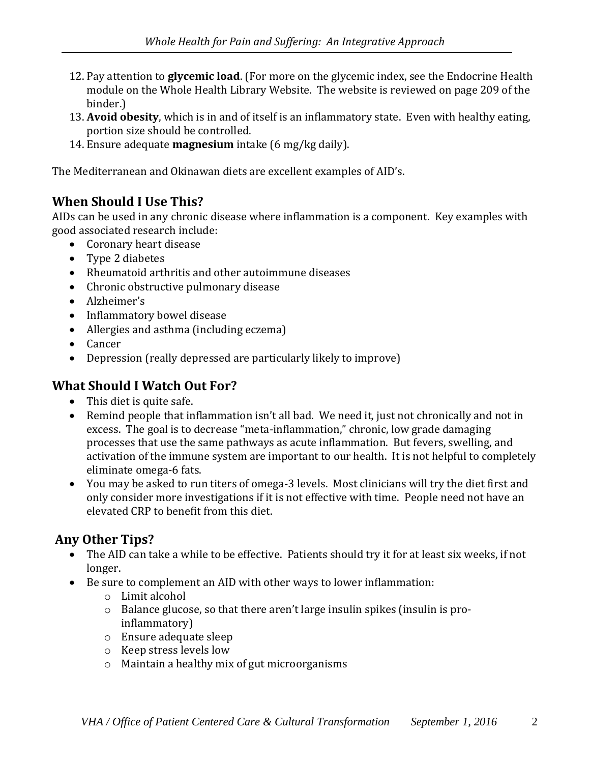12. Pay attention to **glycemic load**. (For more on the glycemic index, see the Endocrine Health module on the Whole Health Library Website. The website is reviewed on page 209 of the binder.)
13. **Avoid obesity**, which is in and of itself is an inflammatory state. Even with healthy eating, portion size should be controlled.
14. Ensure adequate **magnesium** intake (6 mg/kg daily).

The Mediterranean and Okinawan diets are excellent examples of AID's.

## When Should I Use This?

AIDs can be used in any chronic disease where inflammation is a component. Key examples with good associated research include:

- Coronary heart disease
- Type 2 diabetes
- Rheumatoid arthritis and other autoimmune diseases
- Chronic obstructive pulmonary disease
- Alzheimer's
- Inflammatory bowel disease
- Allergies and asthma (including eczema)
- Cancer
- Depression (really depressed are particularly likely to improve)

## What Should I Watch Out For?

- This diet is quite safe.
- Remind people that inflammation isn't all bad. We need it, just not chronically and not in excess. The goal is to decrease "meta-inflammation," chronic, low grade damaging processes that use the same pathways as acute inflammation. But fevers, swelling, and activation of the immune system are important to our health. It is not helpful to completely eliminate omega-6 fats.
- You may be asked to run titers of omega-3 levels. Most clinicians will try the diet first and only consider more investigations if it is not effective with time. People need not have an elevated CRP to benefit from this diet.

## Any Other Tips?

- The AID can take a while to be effective. Patients should try it for at least six weeks, if not longer.
- Be sure to complement an AID with other ways to lower inflammation:
  - Limit alcohol
  - Balance glucose, so that there aren't large insulin spikes (insulin is pro-inflammatory)
  - Ensure adequate sleep
  - Keep stress levels low
  - Maintain a healthy mix of gut microorganisms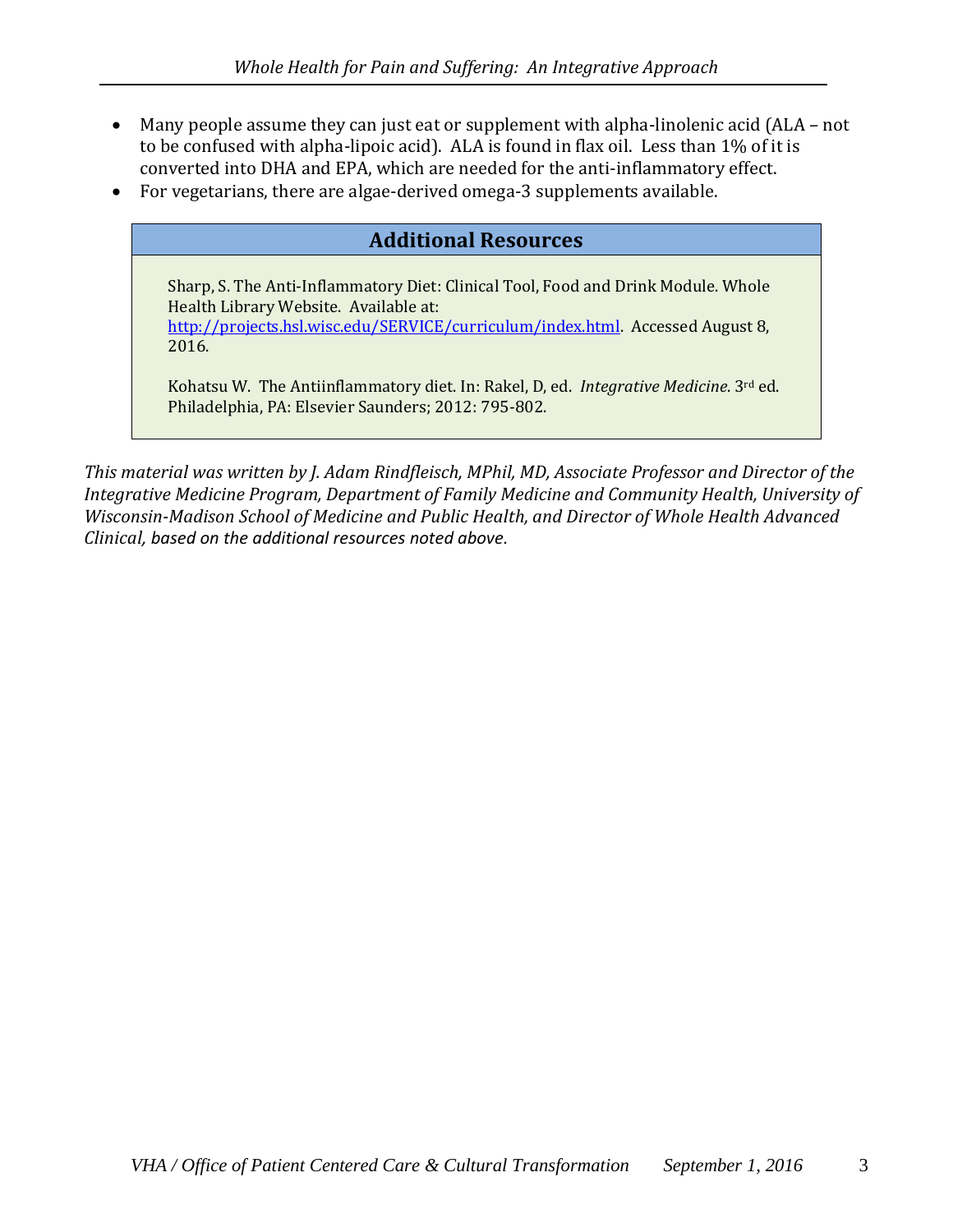- Many people assume they can just eat or supplement with alpha-linolenic acid (ALA – not to be confused with alpha-lipoic acid). ALA is found in flax oil. Less than 1% of it is converted into DHA and EPA, which are needed for the anti-inflammatory effect.
- For vegetarians, there are algae-derived omega-3 supplements available.

## Additional Resources

Sharp, S. The Anti-Inflammatory Diet: Clinical Tool, Food and Drink Module. Whole Health Library Website. Available at: [http://projects.hsl.wisc.edu/SERVICE/curriculum/index.html](http://projects.hsl.wisc.edu/SERVICE/curriculum/index.html). Accessed August 8, 2016.

Kohatsu W. The Antiinflammatory diet. In: Rakel, D, ed. *Integrative Medicine*. 3rd ed. Philadelphia, PA: Elsevier Saunders; 2012: 795-802.

*This material was written by J. Adam Rindfleisch, MPhil, MD, Associate Professor and Director of the Integrative Medicine Program, Department of Family Medicine and Community Health, University of Wisconsin-Madison School of Medicine and Public Health, and Director of Whole Health Advanced Clinical, based on the additional resources noted above.*